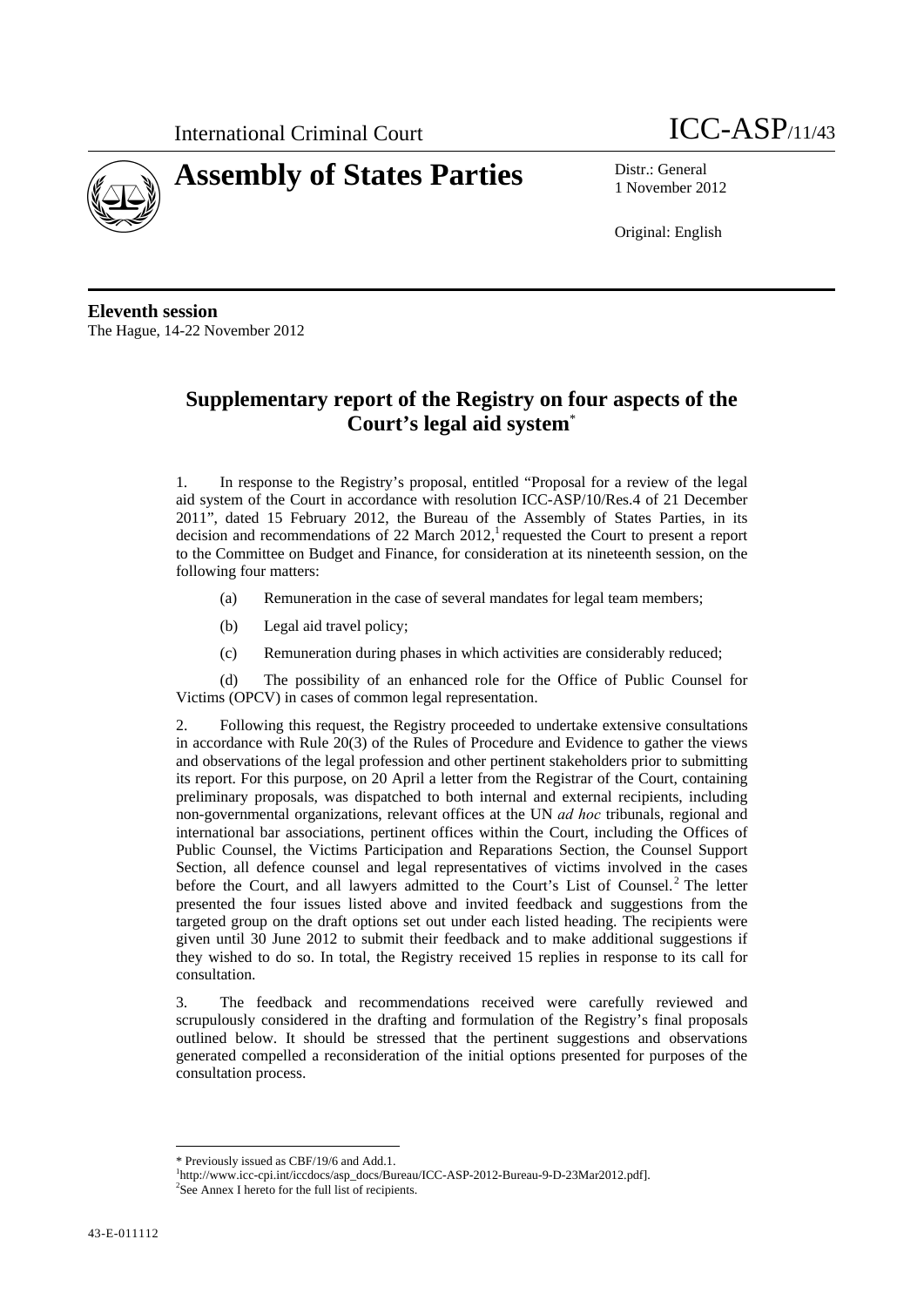International Criminal Court ICC-ASP/11/43

# Assembly of States Parties

Distr.: General
1 November 2012

Original: English

**Eleventh session**
The Hague, 14-22 November 2012

## Supplementary report of the Registry on four aspects of the Court's legal aid system*

1. In response to the Registry's proposal, entitled "Proposal for a review of the legal aid system of the Court in accordance with resolution ICC-ASP/10/Res.4 of 21 December 2011", dated 15 February 2012, the Bureau of the Assembly of States Parties, in its decision and recommendations of 22 March 2012,[1] requested the Court to present a report to the Committee on Budget and Finance, for consideration at its nineteenth session, on the following four matters:

   (a) Remuneration in the case of several mandates for legal team members;

   (b) Legal aid travel policy;

   (c) Remuneration during phases in which activities are considerably reduced;

   (d) The possibility of an enhanced role for the Office of Public Counsel for Victims (OPCV) in cases of common legal representation.

2. Following this request, the Registry proceeded to undertake extensive consultations in accordance with Rule 20(3) of the Rules of Procedure and Evidence to gather the views and observations of the legal profession and other pertinent stakeholders prior to submitting its report. For this purpose, on 20 April a letter from the Registrar of the Court, containing preliminary proposals, was dispatched to both internal and external recipients, including non-governmental organizations, relevant offices at the UN *ad hoc* tribunals, regional and international bar associations, pertinent offices within the Court, including the Offices of Public Counsel, the Victims Participation and Reparations Section, the Counsel Support Section, all defence counsel and legal representatives of victims involved in the cases before the Court, and all lawyers admitted to the Court's List of Counsel.[2] The letter presented the four issues listed above and invited feedback and suggestions from the targeted group on the draft options set out under each listed heading. The recipients were given until 30 June 2012 to submit their feedback and to make additional suggestions if they wished to do so. In total, the Registry received 15 replies in response to its call for consultation.

3. The feedback and recommendations received were carefully reviewed and scrupulously considered in the drafting and formulation of the Registry's final proposals outlined below. It should be stressed that the pertinent suggestions and observations generated compelled a reconsideration of the initial options presented for purposes of the consultation process.

---

\* Previously issued as CBF/19/6 and Add.1.

[1] http://www.icc-cpi.int/iccdocs/asp_docs/Bureau/ICC-ASP-2012-Bureau-9-D-23Mar2012.pdf].

[2] See Annex I hereto for the full list of recipients.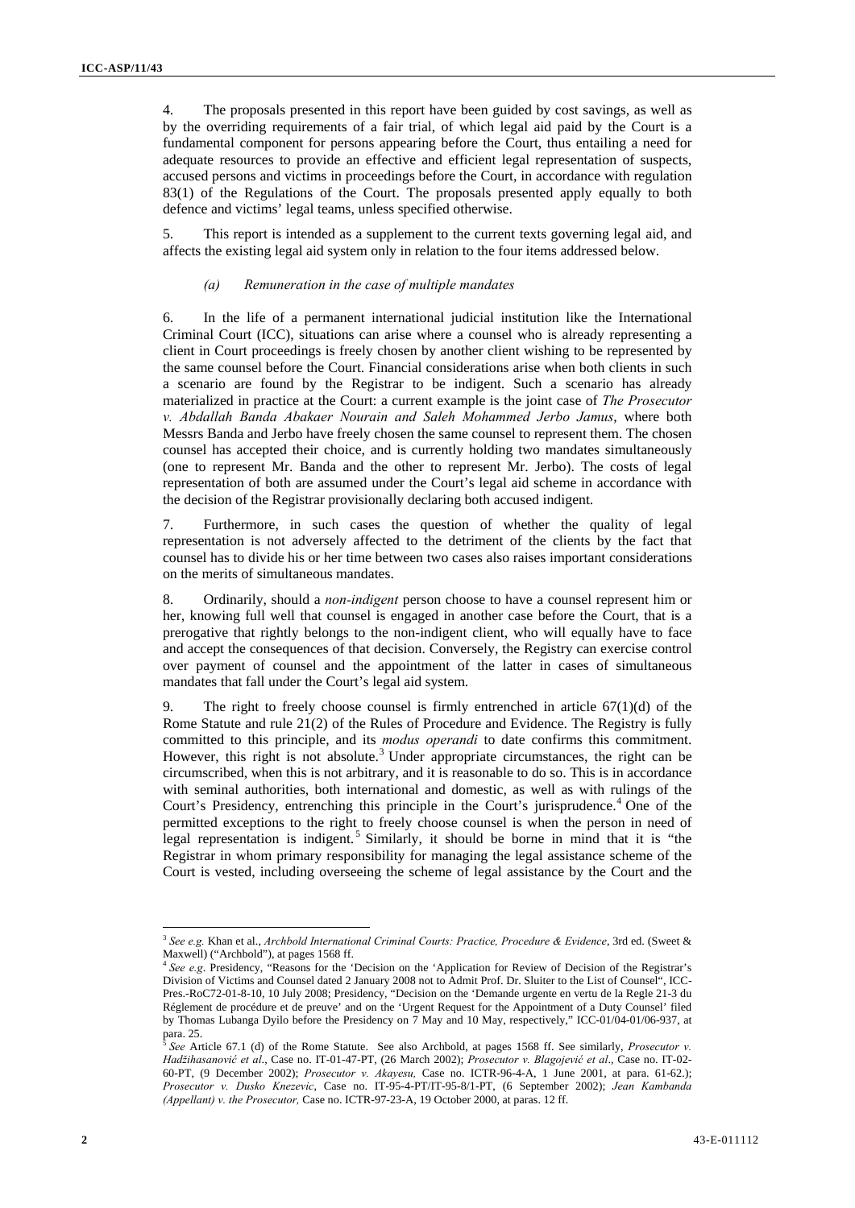4. The proposals presented in this report have been guided by cost savings, as well as by the overriding requirements of a fair trial, of which legal aid paid by the Court is a fundamental component for persons appearing before the Court, thus entailing a need for adequate resources to provide an effective and efficient legal representation of suspects, accused persons and victims in proceedings before the Court, in accordance with regulation 83(1) of the Regulations of the Court. The proposals presented apply equally to both defence and victims' legal teams, unless specified otherwise.

5. This report is intended as a supplement to the current texts governing legal aid, and affects the existing legal aid system only in relation to the four items addressed below.

### *(a) Remuneration in the case of multiple mandates*

6. In the life of a permanent international judicial institution like the International Criminal Court (ICC), situations can arise where a counsel who is already representing a client in Court proceedings is freely chosen by another client wishing to be represented by the same counsel before the Court. Financial considerations arise when both clients in such a scenario are found by the Registrar to be indigent. Such a scenario has already materialized in practice at the Court: a current example is the joint case of *The Prosecutor v. Abdallah Banda Abakaer Nourain and Saleh Mohammed Jerbo Jamus*, where both Messrs Banda and Jerbo have freely chosen the same counsel to represent them. The chosen counsel has accepted their choice, and is currently holding two mandates simultaneously (one to represent Mr. Banda and the other to represent Mr. Jerbo). The costs of legal representation of both are assumed under the Court's legal aid scheme in accordance with the decision of the Registrar provisionally declaring both accused indigent.

7. Furthermore, in such cases the question of whether the quality of legal representation is not adversely affected to the detriment of the clients by the fact that counsel has to divide his or her time between two cases also raises important considerations on the merits of simultaneous mandates.

8. Ordinarily, should a *non-indigent* person choose to have a counsel represent him or her, knowing full well that counsel is engaged in another case before the Court, that is a prerogative that rightly belongs to the non-indigent client, who will equally have to face and accept the consequences of that decision. Conversely, the Registry can exercise control over payment of counsel and the appointment of the latter in cases of simultaneous mandates that fall under the Court's legal aid system.

9. The right to freely choose counsel is firmly entrenched in article 67(1)(d) of the Rome Statute and rule 21(2) of the Rules of Procedure and Evidence. The Registry is fully committed to this principle, and its *modus operandi* to date confirms this commitment. However, this right is not absolute.[3] Under appropriate circumstances, the right can be circumscribed, when this is not arbitrary, and it is reasonable to do so. This is in accordance with seminal authorities, both international and domestic, as well as with rulings of the Court's Presidency, entrenching this principle in the Court's jurisprudence.[4] One of the permitted exceptions to the right to freely choose counsel is when the person in need of legal representation is indigent.[5] Similarly, it should be borne in mind that it is "the Registrar in whom primary responsibility for managing the legal assistance scheme of the Court is vested, including overseeing the scheme of legal assistance by the Court and the

---

[3] *See e.g.* Khan et al., *Archbold International Criminal Courts: Practice, Procedure & Evidence*, 3rd ed. (Sweet & Maxwell) ("Archbold"), at pages 1568 ff.

[4] *See e.g.* Presidency, "Reasons for the 'Decision on the 'Application for Review of Decision of the Registrar's Division of Victims and Counsel dated 2 January 2008 not to Admit Prof. Dr. Sluiter to the List of Counsel", ICC-Pres.-RoC72-01-8-10, 10 July 2008; Presidency, "Decision on the 'Demande urgente en vertu de la Regle 21-3 du Réglement de procédure et de preuve' and on the 'Urgent Request for the Appointment of a Duty Counsel' filed by Thomas Lubanga Dyilo before the Presidency on 7 May and 10 May, respectively," ICC-01/04-01/06-937, at para. 25.

[5] *See* Article 67.1 (d) of the Rome Statute. See also Archbold, at pages 1568 ff. See similarly, *Prosecutor v. Hadžihasanović et al.*, Case no. IT-01-47-PT, (26 March 2002); *Prosecutor v. Blagojević et al.*, Case no. IT-02-60-PT, (9 December 2002); *Prosecutor v. Akayesu,* Case no. ICTR-96-4-A, 1 June 2001, at para. 61-62.); *Prosecutor v. Dusko Knezevic*, Case no. IT-95-4-PT/IT-95-8/1-PT, (6 September 2002); *Jean Kambanda (Appellant) v. the Prosecutor,* Case no. ICTR-97-23-A, 19 October 2000, at paras. 12 ff.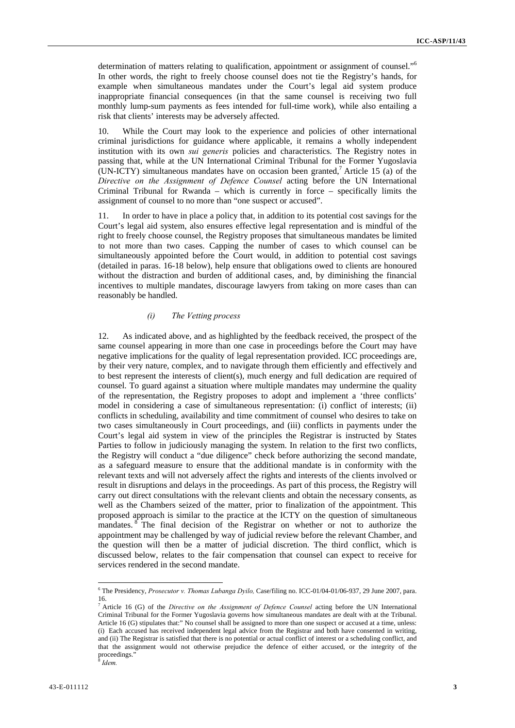determination of matters relating to qualification, appointment or assignment of counsel."[6] In other words, the right to freely choose counsel does not tie the Registry's hands, for example when simultaneous mandates under the Court's legal aid system produce inappropriate financial consequences (in that the same counsel is receiving two full monthly lump-sum payments as fees intended for full-time work), while also entailing a risk that clients' interests may be adversely affected.

10. While the Court may look to the experience and policies of other international criminal jurisdictions for guidance where applicable, it remains a wholly independent institution with its own *sui generis* policies and characteristics. The Registry notes in passing that, while at the UN International Criminal Tribunal for the Former Yugoslavia (UN-ICTY) simultaneous mandates have on occasion been granted,[7] Article 15 (a) of the *Directive on the Assignment of Defence Counsel* acting before the UN International Criminal Tribunal for Rwanda – which is currently in force – specifically limits the assignment of counsel to no more than "one suspect or accused".

11. In order to have in place a policy that, in addition to its potential cost savings for the Court's legal aid system, also ensures effective legal representation and is mindful of the right to freely choose counsel, the Registry proposes that simultaneous mandates be limited to not more than two cases. Capping the number of cases to which counsel can be simultaneously appointed before the Court would, in addition to potential cost savings (detailed in paras. 16-18 below), help ensure that obligations owed to clients are honoured without the distraction and burden of additional cases, and, by diminishing the financial incentives to multiple mandates, discourage lawyers from taking on more cases than can reasonably be handled.

### *(i) The Vetting process*

12. As indicated above, and as highlighted by the feedback received, the prospect of the same counsel appearing in more than one case in proceedings before the Court may have negative implications for the quality of legal representation provided. ICC proceedings are, by their very nature, complex, and to navigate through them efficiently and effectively and to best represent the interests of client(s), much energy and full dedication are required of counsel. To guard against a situation where multiple mandates may undermine the quality of the representation, the Registry proposes to adopt and implement a 'three conflicts' model in considering a case of simultaneous representation: (i) conflict of interests; (ii) conflicts in scheduling, availability and time commitment of counsel who desires to take on two cases simultaneously in Court proceedings, and (iii) conflicts in payments under the Court's legal aid system in view of the principles the Registrar is instructed by States Parties to follow in judiciously managing the system. In relation to the first two conflicts, the Registry will conduct a "due diligence" check before authorizing the second mandate, as a safeguard measure to ensure that the additional mandate is in conformity with the relevant texts and will not adversely affect the rights and interests of the clients involved or result in disruptions and delays in the proceedings. As part of this process, the Registry will carry out direct consultations with the relevant clients and obtain the necessary consents, as well as the Chambers seized of the matter, prior to finalization of the appointment. This proposed approach is similar to the practice at the ICTY on the question of simultaneous mandates.[8] The final decision of the Registrar on whether or not to authorize the appointment may be challenged by way of judicial review before the relevant Chamber, and the question will then be a matter of judicial discretion. The third conflict, which is discussed below, relates to the fair compensation that counsel can expect to receive for services rendered in the second mandate.

---

[6] The Presidency, *Prosecutor v. Thomas Lubanga Dyilo,* Case/filing no. ICC-01/04-01/06-937, 29 June 2007, para. 16.

[7] Article 16 (G) of the *Directive on the Assignment of Defence Counsel* acting before the UN International Criminal Tribunal for the Former Yugoslavia governs how simultaneous mandates are dealt with at the Tribunal. Article 16 (G) stipulates that:" No counsel shall be assigned to more than one suspect or accused at a time, unless: (i) Each accused has received independent legal advice from the Registrar and both have consented in writing, and (ii) The Registrar is satisfied that there is no potential or actual conflict of interest or a scheduling conflict, and that the assignment would not otherwise prejudice the defence of either accused, or the integrity of the proceedings."

[8] *Idem.*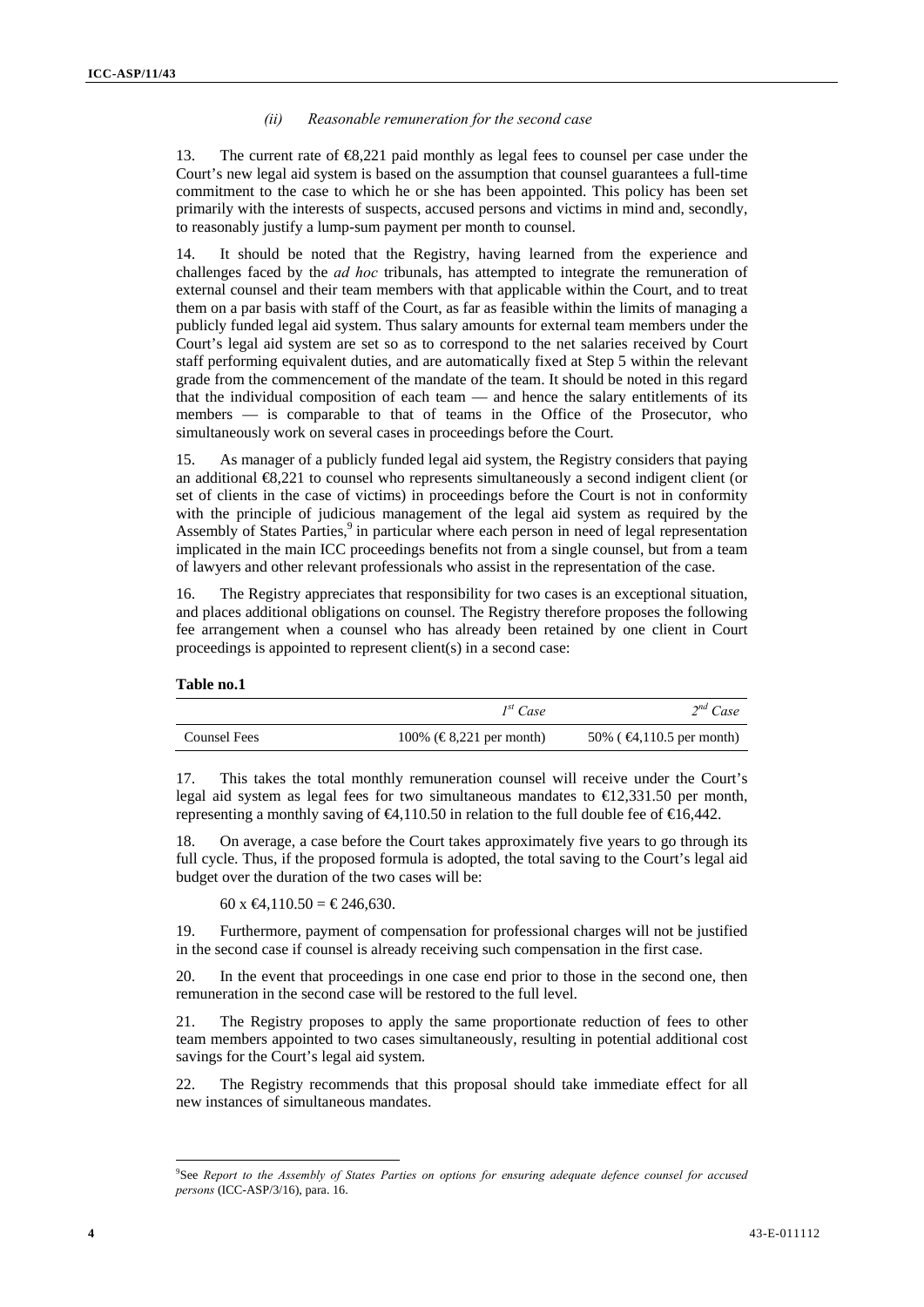### *(ii) Reasonable remuneration for the second case*

13. The current rate of €8,221 paid monthly as legal fees to counsel per case under the Court's new legal aid system is based on the assumption that counsel guarantees a full-time commitment to the case to which he or she has been appointed. This policy has been set primarily with the interests of suspects, accused persons and victims in mind and, secondly, to reasonably justify a lump-sum payment per month to counsel.

14. It should be noted that the Registry, having learned from the experience and challenges faced by the *ad hoc* tribunals, has attempted to integrate the remuneration of external counsel and their team members with that applicable within the Court, and to treat them on a par basis with staff of the Court, as far as feasible within the limits of managing a publicly funded legal aid system. Thus salary amounts for external team members under the Court's legal aid system are set so as to correspond to the net salaries received by Court staff performing equivalent duties, and are automatically fixed at Step 5 within the relevant grade from the commencement of the mandate of the team. It should be noted in this regard that the individual composition of each team — and hence the salary entitlements of its members — is comparable to that of teams in the Office of the Prosecutor, who simultaneously work on several cases in proceedings before the Court.

15. As manager of a publicly funded legal aid system, the Registry considers that paying an additional €8,221 to counsel who represents simultaneously a second indigent client (or set of clients in the case of victims) in proceedings before the Court is not in conformity with the principle of judicious management of the legal aid system as required by the Assembly of States Parties,[9] in particular where each person in need of legal representation implicated in the main ICC proceedings benefits not from a single counsel, but from a team of lawyers and other relevant professionals who assist in the representation of the case.

16. The Registry appreciates that responsibility for two cases is an exceptional situation, and places additional obligations on counsel. The Registry therefore proposes the following fee arrangement when a counsel who has already been retained by one client in Court proceedings is appointed to represent client(s) in a second case:

**Table no.1**

| | *1st Case* | *2nd Case* |
|---|---|---|
| Counsel Fees | 100% (€ 8,221 per month) | 50% ( €4,110.5 per month) |

17. This takes the total monthly remuneration counsel will receive under the Court's legal aid system as legal fees for two simultaneous mandates to €12,331.50 per month, representing a monthly saving of €4,110.50 in relation to the full double fee of €16,442.

18. On average, a case before the Court takes approximately five years to go through its full cycle. Thus, if the proposed formula is adopted, the total saving to the Court's legal aid budget over the duration of the two cases will be:

60 x €4,110.50 = € 246,630.

19. Furthermore, payment of compensation for professional charges will not be justified in the second case if counsel is already receiving such compensation in the first case.

20. In the event that proceedings in one case end prior to those in the second one, then remuneration in the second case will be restored to the full level.

21. The Registry proposes to apply the same proportionate reduction of fees to other team members appointed to two cases simultaneously, resulting in potential additional cost savings for the Court's legal aid system.

22. The Registry recommends that this proposal should take immediate effect for all new instances of simultaneous mandates.

---

[9] See *Report to the Assembly of States Parties on options for ensuring adequate defence counsel for accused persons* (ICC-ASP/3/16), para. 16.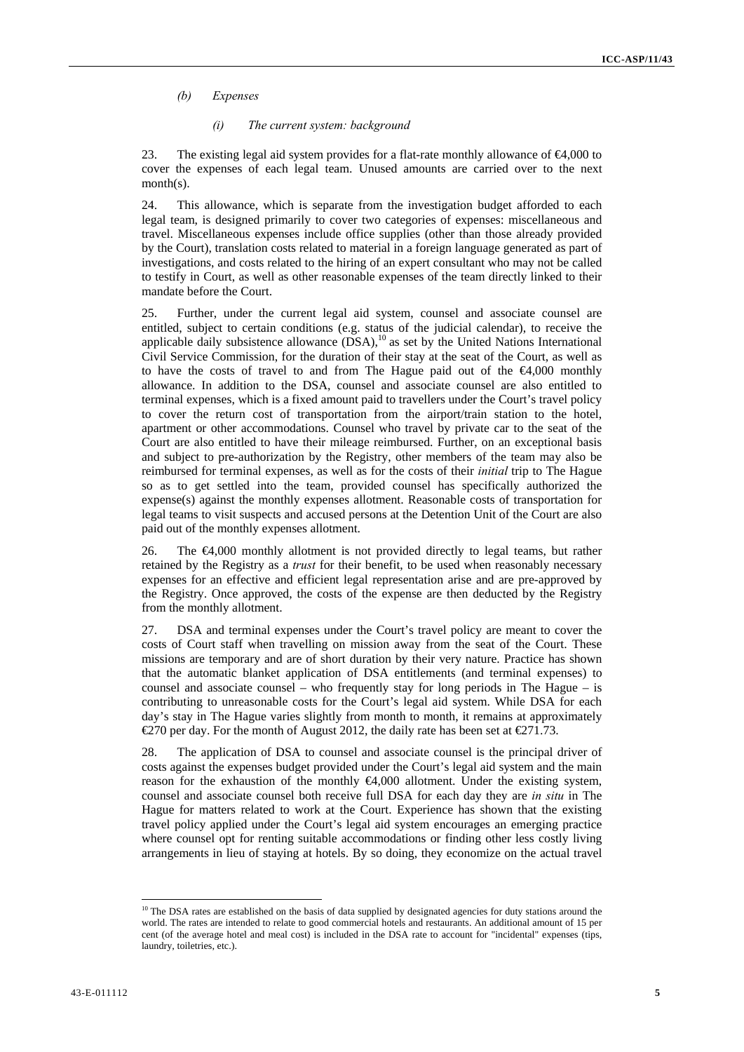*(b) Expenses*

*(i) The current system: background*

23. The existing legal aid system provides for a flat-rate monthly allowance of €4,000 to cover the expenses of each legal team. Unused amounts are carried over to the next month(s).

24. This allowance, which is separate from the investigation budget afforded to each legal team, is designed primarily to cover two categories of expenses: miscellaneous and travel. Miscellaneous expenses include office supplies (other than those already provided by the Court), translation costs related to material in a foreign language generated as part of investigations, and costs related to the hiring of an expert consultant who may not be called to testify in Court, as well as other reasonable expenses of the team directly linked to their mandate before the Court.

25. Further, under the current legal aid system, counsel and associate counsel are entitled, subject to certain conditions (e.g. status of the judicial calendar), to receive the applicable daily subsistence allowance (DSA),[10] as set by the United Nations International Civil Service Commission, for the duration of their stay at the seat of the Court, as well as to have the costs of travel to and from The Hague paid out of the €4,000 monthly allowance. In addition to the DSA, counsel and associate counsel are also entitled to terminal expenses, which is a fixed amount paid to travellers under the Court's travel policy to cover the return cost of transportation from the airport/train station to the hotel, apartment or other accommodations. Counsel who travel by private car to the seat of the Court are also entitled to have their mileage reimbursed. Further, on an exceptional basis and subject to pre-authorization by the Registry, other members of the team may also be reimbursed for terminal expenses, as well as for the costs of their *initial* trip to The Hague so as to get settled into the team, provided counsel has specifically authorized the expense(s) against the monthly expenses allotment. Reasonable costs of transportation for legal teams to visit suspects and accused persons at the Detention Unit of the Court are also paid out of the monthly expenses allotment.

26. The €4,000 monthly allotment is not provided directly to legal teams, but rather retained by the Registry as a *trust* for their benefit, to be used when reasonably necessary expenses for an effective and efficient legal representation arise and are pre-approved by the Registry. Once approved, the costs of the expense are then deducted by the Registry from the monthly allotment.

27. DSA and terminal expenses under the Court's travel policy are meant to cover the costs of Court staff when travelling on mission away from the seat of the Court. These missions are temporary and are of short duration by their very nature. Practice has shown that the automatic blanket application of DSA entitlements (and terminal expenses) to counsel and associate counsel – who frequently stay for long periods in The Hague – is contributing to unreasonable costs for the Court's legal aid system. While DSA for each day's stay in The Hague varies slightly from month to month, it remains at approximately €270 per day. For the month of August 2012, the daily rate has been set at €271.73.

28. The application of DSA to counsel and associate counsel is the principal driver of costs against the expenses budget provided under the Court's legal aid system and the main reason for the exhaustion of the monthly €4,000 allotment. Under the existing system, counsel and associate counsel both receive full DSA for each day they are *in situ* in The Hague for matters related to work at the Court. Experience has shown that the existing travel policy applied under the Court's legal aid system encourages an emerging practice where counsel opt for renting suitable accommodations or finding other less costly living arrangements in lieu of staying at hotels. By so doing, they economize on the actual travel

[10] The DSA rates are established on the basis of data supplied by designated agencies for duty stations around the world. The rates are intended to relate to good commercial hotels and restaurants. An additional amount of 15 per cent (of the average hotel and meal cost) is included in the DSA rate to account for "incidental" expenses (tips, laundry, toiletries, etc.).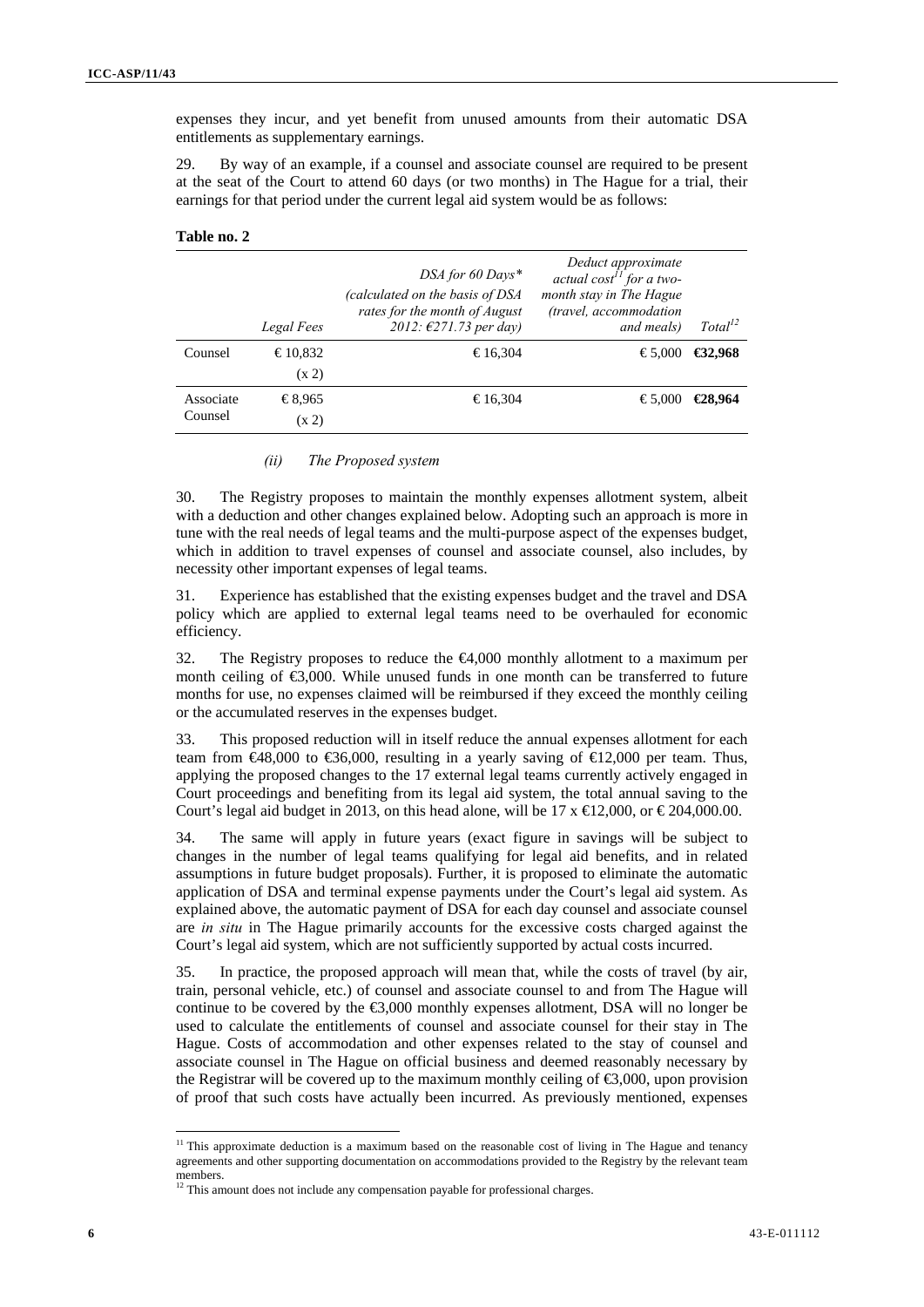expenses they incur, and yet benefit from unused amounts from their automatic DSA entitlements as supplementary earnings.

29. By way of an example, if a counsel and associate counsel are required to be present at the seat of the Court to attend 60 days (or two months) in The Hague for a trial, their earnings for that period under the current legal aid system would be as follows:

**Table no. 2**

| | *Legal Fees* | *DSA for 60 Days\* (calculated on the basis of DSA rates for the month of August 2012: €271.73 per day)* | *Deduct approximate actual cost[11] for a two-month stay in The Hague (travel, accommodation and meals)* | *Total[12]* |
|---|---|---|---|---|
| Counsel | € 10,832 (x 2) | € 16,304 | € 5,000 | **€32,968** |
| Associate Counsel | € 8,965 (x 2) | € 16,304 | € 5,000 | **€28,964** |

*(ii) The Proposed system*

30. The Registry proposes to maintain the monthly expenses allotment system, albeit with a deduction and other changes explained below. Adopting such an approach is more in tune with the real needs of legal teams and the multi-purpose aspect of the expenses budget, which in addition to travel expenses of counsel and associate counsel, also includes, by necessity other important expenses of legal teams.

31. Experience has established that the existing expenses budget and the travel and DSA policy which are applied to external legal teams need to be overhauled for economic efficiency.

32. The Registry proposes to reduce the €4,000 monthly allotment to a maximum per month ceiling of €3,000. While unused funds in one month can be transferred to future months for use, no expenses claimed will be reimbursed if they exceed the monthly ceiling or the accumulated reserves in the expenses budget.

33. This proposed reduction will in itself reduce the annual expenses allotment for each team from €48,000 to €36,000, resulting in a yearly saving of €12,000 per team. Thus, applying the proposed changes to the 17 external legal teams currently actively engaged in Court proceedings and benefiting from its legal aid system, the total annual saving to the Court's legal aid budget in 2013, on this head alone, will be 17 x €12,000, or € 204,000.00.

34. The same will apply in future years (exact figure in savings will be subject to changes in the number of legal teams qualifying for legal aid benefits, and in related assumptions in future budget proposals). Further, it is proposed to eliminate the automatic application of DSA and terminal expense payments under the Court's legal aid system. As explained above, the automatic payment of DSA for each day counsel and associate counsel are *in situ* in The Hague primarily accounts for the excessive costs charged against the Court's legal aid system, which are not sufficiently supported by actual costs incurred.

35. In practice, the proposed approach will mean that, while the costs of travel (by air, train, personal vehicle, etc.) of counsel and associate counsel to and from The Hague will continue to be covered by the €3,000 monthly expenses allotment, DSA will no longer be used to calculate the entitlements of counsel and associate counsel for their stay in The Hague. Costs of accommodation and other expenses related to the stay of counsel and associate counsel in The Hague on official business and deemed reasonably necessary by the Registrar will be covered up to the maximum monthly ceiling of €3,000, upon provision of proof that such costs have actually been incurred. As previously mentioned, expenses

[11] This approximate deduction is a maximum based on the reasonable cost of living in The Hague and tenancy agreements and other supporting documentation on accommodations provided to the Registry by the relevant team members.

[12] This amount does not include any compensation payable for professional charges.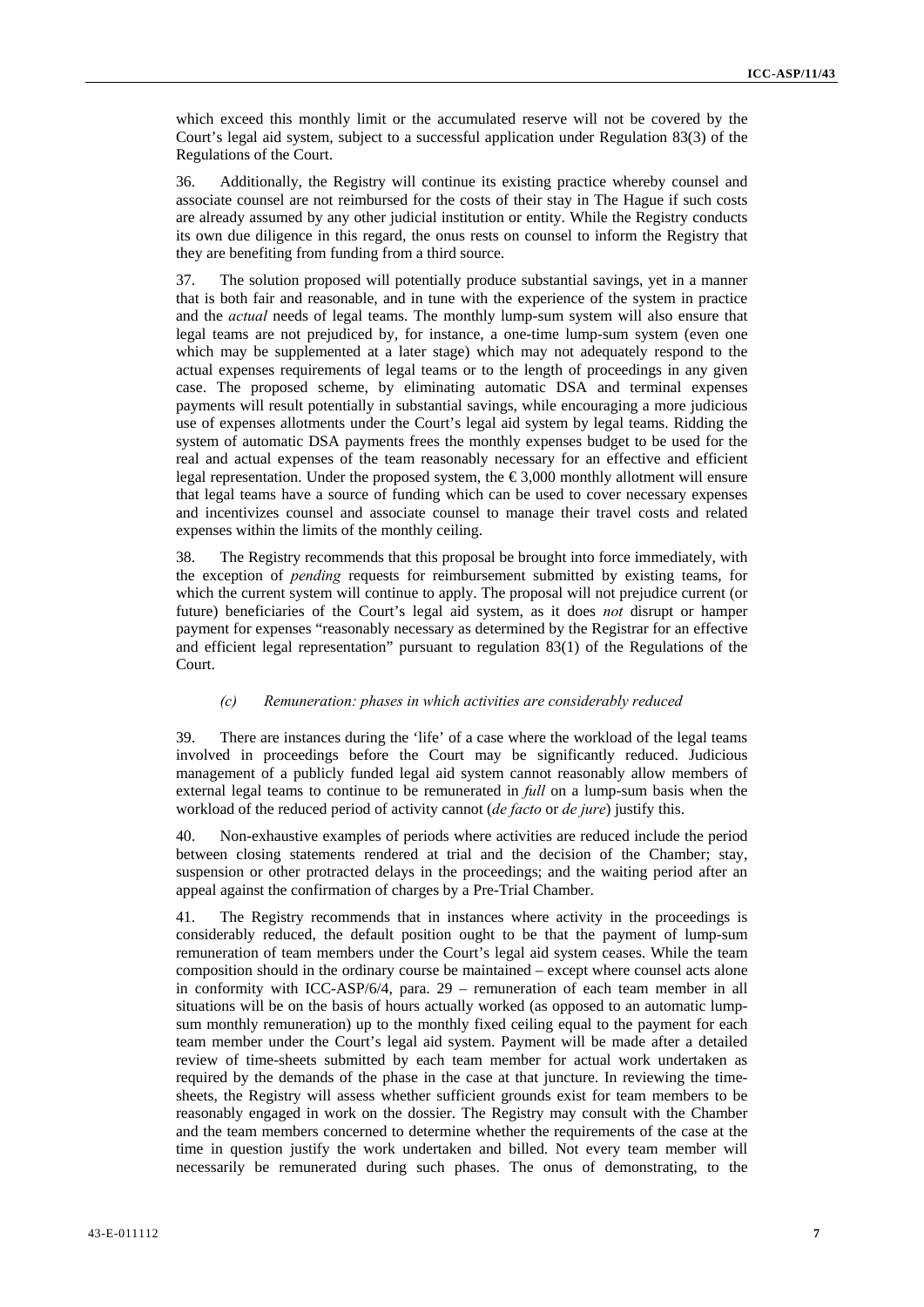which exceed this monthly limit or the accumulated reserve will not be covered by the Court's legal aid system, subject to a successful application under Regulation 83(3) of the Regulations of the Court.

36. Additionally, the Registry will continue its existing practice whereby counsel and associate counsel are not reimbursed for the costs of their stay in The Hague if such costs are already assumed by any other judicial institution or entity. While the Registry conducts its own due diligence in this regard, the onus rests on counsel to inform the Registry that they are benefiting from funding from a third source.

37. The solution proposed will potentially produce substantial savings, yet in a manner that is both fair and reasonable, and in tune with the experience of the system in practice and the *actual* needs of legal teams. The monthly lump-sum system will also ensure that legal teams are not prejudiced by, for instance, a one-time lump-sum system (even one which may be supplemented at a later stage) which may not adequately respond to the actual expenses requirements of legal teams or to the length of proceedings in any given case. The proposed scheme, by eliminating automatic DSA and terminal expenses payments will result potentially in substantial savings, while encouraging a more judicious use of expenses allotments under the Court's legal aid system by legal teams. Ridding the system of automatic DSA payments frees the monthly expenses budget to be used for the real and actual expenses of the team reasonably necessary for an effective and efficient legal representation. Under the proposed system, the €3,000 monthly allotment will ensure that legal teams have a source of funding which can be used to cover necessary expenses and incentivizes counsel and associate counsel to manage their travel costs and related expenses within the limits of the monthly ceiling.

38. The Registry recommends that this proposal be brought into force immediately, with the exception of *pending* requests for reimbursement submitted by existing teams, for which the current system will continue to apply. The proposal will not prejudice current (or future) beneficiaries of the Court's legal aid system, as it does *not* disrupt or hamper payment for expenses "reasonably necessary as determined by the Registrar for an effective and efficient legal representation" pursuant to regulation 83(1) of the Regulations of the Court.

### *(c) Remuneration: phases in which activities are considerably reduced*

39. There are instances during the 'life' of a case where the workload of the legal teams involved in proceedings before the Court may be significantly reduced. Judicious management of a publicly funded legal aid system cannot reasonably allow members of external legal teams to continue to be remunerated in *full* on a lump-sum basis when the workload of the reduced period of activity cannot (*de facto* or *de jure*) justify this.

40. Non-exhaustive examples of periods where activities are reduced include the period between closing statements rendered at trial and the decision of the Chamber; stay, suspension or other protracted delays in the proceedings; and the waiting period after an appeal against the confirmation of charges by a Pre-Trial Chamber.

41. The Registry recommends that in instances where activity in the proceedings is considerably reduced, the default position ought to be that the payment of lump-sum remuneration of team members under the Court's legal aid system ceases. While the team composition should in the ordinary course be maintained – except where counsel acts alone in conformity with ICC-ASP/6/4, para. 29 – remuneration of each team member in all situations will be on the basis of hours actually worked (as opposed to an automatic lump-sum monthly remuneration) up to the monthly fixed ceiling equal to the payment for each team member under the Court's legal aid system. Payment will be made after a detailed review of time-sheets submitted by each team member for actual work undertaken as required by the demands of the phase in the case at that juncture. In reviewing the time-sheets, the Registry will assess whether sufficient grounds exist for team members to be reasonably engaged in work on the dossier. The Registry may consult with the Chamber and the team members concerned to determine whether the requirements of the case at the time in question justify the work undertaken and billed. Not every team member will necessarily be remunerated during such phases. The onus of demonstrating, to the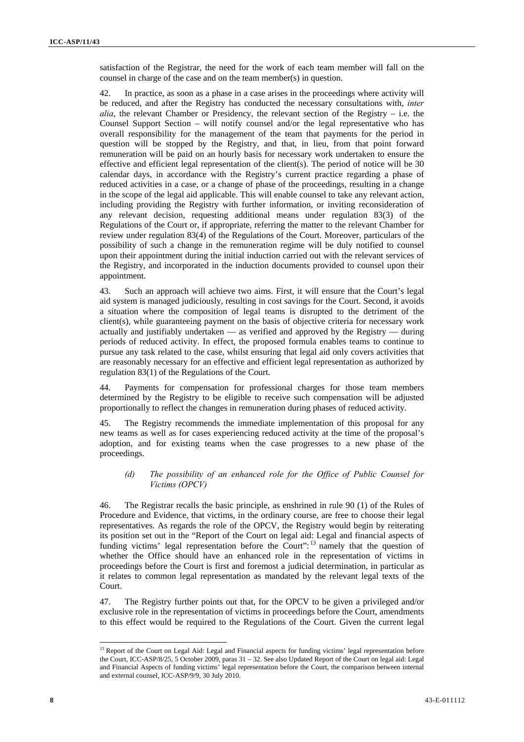satisfaction of the Registrar, the need for the work of each team member will fall on the counsel in charge of the case and on the team member(s) in question.

42. In practice, as soon as a phase in a case arises in the proceedings where activity will be reduced, and after the Registry has conducted the necessary consultations with, *inter alia*, the relevant Chamber or Presidency, the relevant section of the Registry – i.e. the Counsel Support Section – will notify counsel and/or the legal representative who has overall responsibility for the management of the team that payments for the period in question will be stopped by the Registry, and that, in lieu, from that point forward remuneration will be paid on an hourly basis for necessary work undertaken to ensure the effective and efficient legal representation of the client(s). The period of notice will be 30 calendar days, in accordance with the Registry's current practice regarding a phase of reduced activities in a case, or a change of phase of the proceedings, resulting in a change in the scope of the legal aid applicable. This will enable counsel to take any relevant action, including providing the Registry with further information, or inviting reconsideration of any relevant decision, requesting additional means under regulation 83(3) of the Regulations of the Court or, if appropriate, referring the matter to the relevant Chamber for review under regulation 83(4) of the Regulations of the Court. Moreover, particulars of the possibility of such a change in the remuneration regime will be duly notified to counsel upon their appointment during the initial induction carried out with the relevant services of the Registry, and incorporated in the induction documents provided to counsel upon their appointment.

43. Such an approach will achieve two aims. First, it will ensure that the Court's legal aid system is managed judiciously, resulting in cost savings for the Court. Second, it avoids a situation where the composition of legal teams is disrupted to the detriment of the client(s), while guaranteeing payment on the basis of objective criteria for necessary work actually and justifiably undertaken — as verified and approved by the Registry — during periods of reduced activity. In effect, the proposed formula enables teams to continue to pursue any task related to the case, whilst ensuring that legal aid only covers activities that are reasonably necessary for an effective and efficient legal representation as authorized by regulation 83(1) of the Regulations of the Court.

44. Payments for compensation for professional charges for those team members determined by the Registry to be eligible to receive such compensation will be adjusted proportionally to reflect the changes in remuneration during phases of reduced activity.

45. The Registry recommends the immediate implementation of this proposal for any new teams as well as for cases experiencing reduced activity at the time of the proposal's adoption, and for existing teams when the case progresses to a new phase of the proceedings.

#### *(d) The possibility of an enhanced role for the Office of Public Counsel for Victims (OPCV)*

46. The Registrar recalls the basic principle, as enshrined in rule 90 (1) of the Rules of Procedure and Evidence, that victims, in the ordinary course, are free to choose their legal representatives. As regards the role of the OPCV, the Registry would begin by reiterating its position set out in the "Report of the Court on legal aid: Legal and financial aspects of funding victims' legal representation before the Court":[13] namely that the question of whether the Office should have an enhanced role in the representation of victims in proceedings before the Court is first and foremost a judicial determination, in particular as it relates to common legal representation as mandated by the relevant legal texts of the Court.

47. The Registry further points out that, for the OPCV to be given a privileged and/or exclusive role in the representation of victims in proceedings before the Court, amendments to this effect would be required to the Regulations of the Court. Given the current legal

---

[13] Report of the Court on Legal Aid: Legal and Financial aspects for funding victims' legal representation before the Court, ICC-ASP/8/25, 5 October 2009, paras 31 – 32. See also Updated Report of the Court on legal aid: Legal and Financial Aspects of funding victims' legal representation before the Court, the comparison between internal and external counsel, ICC-ASP/9/9, 30 July 2010.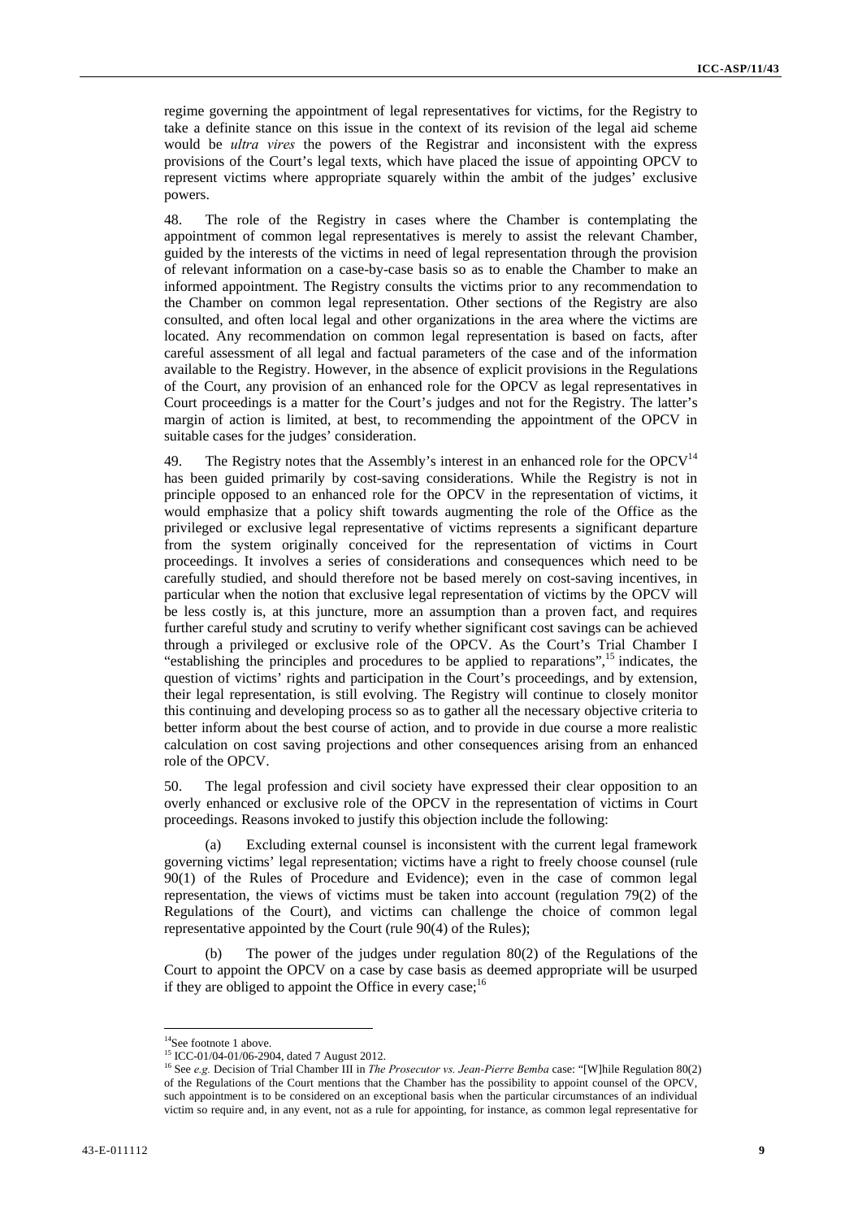regime governing the appointment of legal representatives for victims, for the Registry to take a definite stance on this issue in the context of its revision of the legal aid scheme would be *ultra vires* the powers of the Registrar and inconsistent with the express provisions of the Court's legal texts, which have placed the issue of appointing OPCV to represent victims where appropriate squarely within the ambit of the judges' exclusive powers.

48. The role of the Registry in cases where the Chamber is contemplating the appointment of common legal representatives is merely to assist the relevant Chamber, guided by the interests of the victims in need of legal representation through the provision of relevant information on a case-by-case basis so as to enable the Chamber to make an informed appointment. The Registry consults the victims prior to any recommendation to the Chamber on common legal representation. Other sections of the Registry are also consulted, and often local legal and other organizations in the area where the victims are located. Any recommendation on common legal representation is based on facts, after careful assessment of all legal and factual parameters of the case and of the information available to the Registry. However, in the absence of explicit provisions in the Regulations of the Court, any provision of an enhanced role for the OPCV as legal representatives in Court proceedings is a matter for the Court's judges and not for the Registry. The latter's margin of action is limited, at best, to recommending the appointment of the OPCV in suitable cases for the judges' consideration.

49. The Registry notes that the Assembly's interest in an enhanced role for the OPCV[14] has been guided primarily by cost-saving considerations. While the Registry is not in principle opposed to an enhanced role for the OPCV in the representation of victims, it would emphasize that a policy shift towards augmenting the role of the Office as the privileged or exclusive legal representative of victims represents a significant departure from the system originally conceived for the representation of victims in Court proceedings. It involves a series of considerations and consequences which need to be carefully studied, and should therefore not be based merely on cost-saving incentives, in particular when the notion that exclusive legal representation of victims by the OPCV will be less costly is, at this juncture, more an assumption than a proven fact, and requires further careful study and scrutiny to verify whether significant cost savings can be achieved through a privileged or exclusive role of the OPCV. As the Court's Trial Chamber I "establishing the principles and procedures to be applied to reparations",[15] indicates, the question of victims' rights and participation in the Court's proceedings, and by extension, their legal representation, is still evolving. The Registry will continue to closely monitor this continuing and developing process so as to gather all the necessary objective criteria to better inform about the best course of action, and to provide in due course a more realistic calculation on cost saving projections and other consequences arising from an enhanced role of the OPCV.

50. The legal profession and civil society have expressed their clear opposition to an overly enhanced or exclusive role of the OPCV in the representation of victims in Court proceedings. Reasons invoked to justify this objection include the following:

(a) Excluding external counsel is inconsistent with the current legal framework governing victims' legal representation; victims have a right to freely choose counsel (rule 90(1) of the Rules of Procedure and Evidence); even in the case of common legal representation, the views of victims must be taken into account (regulation 79(2) of the Regulations of the Court), and victims can challenge the choice of common legal representative appointed by the Court (rule 90(4) of the Rules);

(b) The power of the judges under regulation 80(2) of the Regulations of the Court to appoint the OPCV on a case by case basis as deemed appropriate will be usurped if they are obliged to appoint the Office in every case;[16]

---

[14] See footnote 1 above.

[15] ICC-01/04-01/06-2904, dated 7 August 2012.

[16] See *e.g.* Decision of Trial Chamber III in *The Prosecutor vs. Jean-Pierre Bemba* case: "[W]hile Regulation 80(2) of the Regulations of the Court mentions that the Chamber has the possibility to appoint counsel of the OPCV, such appointment is to be considered on an exceptional basis when the particular circumstances of an individual victim so require and, in any event, not as a rule for appointing, for instance, as common legal representative for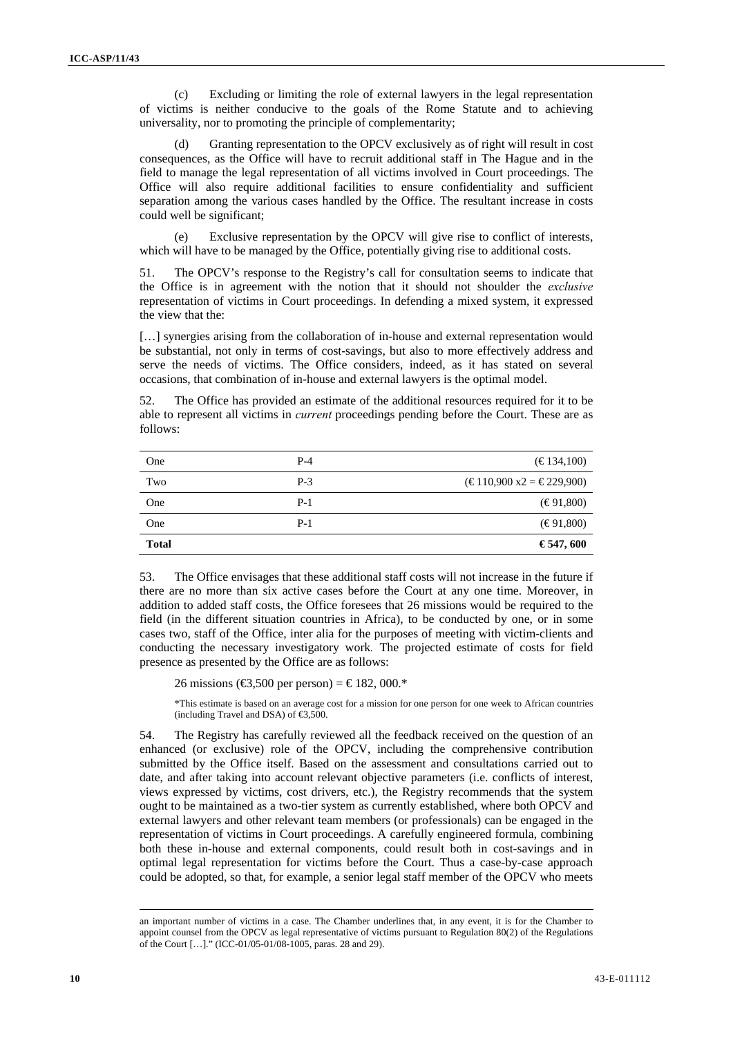(c) Excluding or limiting the role of external lawyers in the legal representation of victims is neither conducive to the goals of the Rome Statute and to achieving universality, nor to promoting the principle of complementarity;

(d) Granting representation to the OPCV exclusively as of right will result in cost consequences, as the Office will have to recruit additional staff in The Hague and in the field to manage the legal representation of all victims involved in Court proceedings. The Office will also require additional facilities to ensure confidentiality and sufficient separation among the various cases handled by the Office. The resultant increase in costs could well be significant;

(e) Exclusive representation by the OPCV will give rise to conflict of interests, which will have to be managed by the Office, potentially giving rise to additional costs.

51. The OPCV's response to the Registry's call for consultation seems to indicate that the Office is in agreement with the notion that it should not shoulder the *exclusive* representation of victims in Court proceedings. In defending a mixed system, it expressed the view that the:

[…] synergies arising from the collaboration of in-house and external representation would be substantial, not only in terms of cost-savings, but also to more effectively address and serve the needs of victims. The Office considers, indeed, as it has stated on several occasions, that combination of in-house and external lawyers is the optimal model.

52. The Office has provided an estimate of the additional resources required for it to be able to represent all victims in *current* proceedings pending before the Court. These are as follows:

| | | |
|---|---|---|
| One | P-4 | (€ 134,100) |
| Two | P-3 | (€ 110,900 x2 = € 229,900) |
| One | P-1 | (€ 91,800) |
| One | P-1 | (€ 91,800) |
| **Total** | | **€ 547, 600** |

53. The Office envisages that these additional staff costs will not increase in the future if there are no more than six active cases before the Court at any one time. Moreover, in addition to added staff costs, the Office foresees that 26 missions would be required to the field (in the different situation countries in Africa), to be conducted by one, or in some cases two, staff of the Office, inter alia for the purposes of meeting with victim-clients and conducting the necessary investigatory work. The projected estimate of costs for field presence as presented by the Office are as follows:

26 missions (€3,500 per person) = € 182, 000.*

*This estimate is based on an average cost for a mission for one person for one week to African countries (including Travel and DSA) of €3,500.

54. The Registry has carefully reviewed all the feedback received on the question of an enhanced (or exclusive) role of the OPCV, including the comprehensive contribution submitted by the Office itself. Based on the assessment and consultations carried out to date, and after taking into account relevant objective parameters (i.e. conflicts of interest, views expressed by victims, cost drivers, etc.), the Registry recommends that the system ought to be maintained as a two-tier system as currently established, where both OPCV and external lawyers and other relevant team members (or professionals) can be engaged in the representation of victims in Court proceedings. A carefully engineered formula, combining both these in-house and external components, could result both in cost-savings and in optimal legal representation for victims before the Court. Thus a case-by-case approach could be adopted, so that, for example, a senior legal staff member of the OPCV who meets

an important number of victims in a case. The Chamber underlines that, in any event, it is for the Chamber to appoint counsel from the OPCV as legal representative of victims pursuant to Regulation 80(2) of the Regulations of the Court […]." (ICC-01/05-01/08-1005, paras. 28 and 29).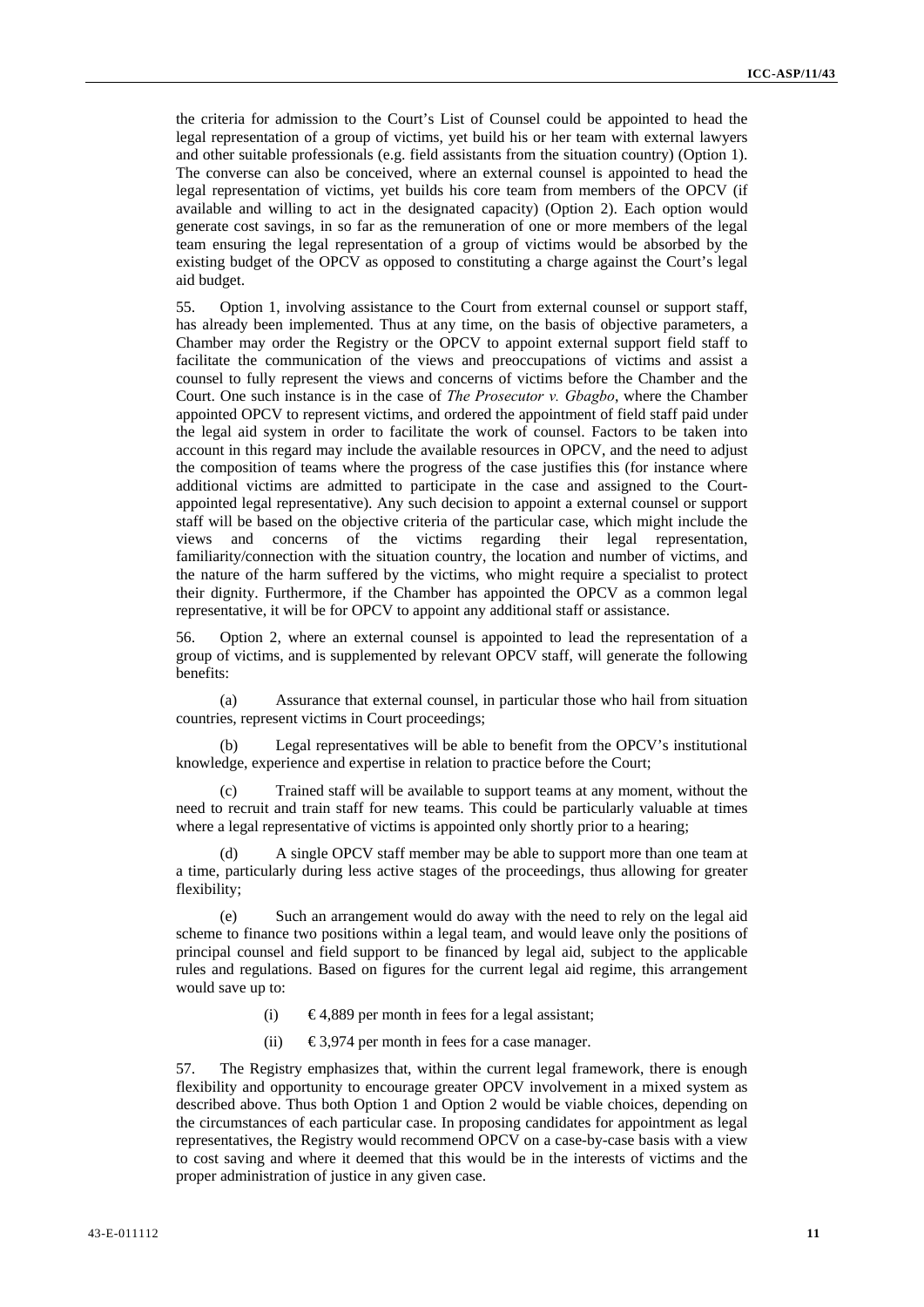the criteria for admission to the Court's List of Counsel could be appointed to head the legal representation of a group of victims, yet build his or her team with external lawyers and other suitable professionals (e.g. field assistants from the situation country) (Option 1). The converse can also be conceived, where an external counsel is appointed to head the legal representation of victims, yet builds his core team from members of the OPCV (if available and willing to act in the designated capacity) (Option 2). Each option would generate cost savings, in so far as the remuneration of one or more members of the legal team ensuring the legal representation of a group of victims would be absorbed by the existing budget of the OPCV as opposed to constituting a charge against the Court's legal aid budget.

55. Option 1, involving assistance to the Court from external counsel or support staff, has already been implemented. Thus at any time, on the basis of objective parameters, a Chamber may order the Registry or the OPCV to appoint external support field staff to facilitate the communication of the views and preoccupations of victims and assist a counsel to fully represent the views and concerns of victims before the Chamber and the Court. One such instance is in the case of *The Prosecutor v. Gbagbo*, where the Chamber appointed OPCV to represent victims, and ordered the appointment of field staff paid under the legal aid system in order to facilitate the work of counsel. Factors to be taken into account in this regard may include the available resources in OPCV, and the need to adjust the composition of teams where the progress of the case justifies this (for instance where additional victims are admitted to participate in the case and assigned to the Court-appointed legal representative). Any such decision to appoint a external counsel or support staff will be based on the objective criteria of the particular case, which might include the views and concerns of the victims regarding their legal representation, familiarity/connection with the situation country, the location and number of victims, and the nature of the harm suffered by the victims, who might require a specialist to protect their dignity. Furthermore, if the Chamber has appointed the OPCV as a common legal representative, it will be for OPCV to appoint any additional staff or assistance.

56. Option 2, where an external counsel is appointed to lead the representation of a group of victims, and is supplemented by relevant OPCV staff, will generate the following benefits:

(a) Assurance that external counsel, in particular those who hail from situation countries, represent victims in Court proceedings;

(b) Legal representatives will be able to benefit from the OPCV's institutional knowledge, experience and expertise in relation to practice before the Court;

(c) Trained staff will be available to support teams at any moment, without the need to recruit and train staff for new teams. This could be particularly valuable at times where a legal representative of victims is appointed only shortly prior to a hearing;

(d) A single OPCV staff member may be able to support more than one team at a time, particularly during less active stages of the proceedings, thus allowing for greater flexibility;

(e) Such an arrangement would do away with the need to rely on the legal aid scheme to finance two positions within a legal team, and would leave only the positions of principal counsel and field support to be financed by legal aid, subject to the applicable rules and regulations. Based on figures for the current legal aid regime, this arrangement would save up to:

(i) € 4,889 per month in fees for a legal assistant;

(ii) € 3,974 per month in fees for a case manager.

57. The Registry emphasizes that, within the current legal framework, there is enough flexibility and opportunity to encourage greater OPCV involvement in a mixed system as described above. Thus both Option 1 and Option 2 would be viable choices, depending on the circumstances of each particular case. In proposing candidates for appointment as legal representatives, the Registry would recommend OPCV on a case-by-case basis with a view to cost saving and where it deemed that this would be in the interests of victims and the proper administration of justice in any given case.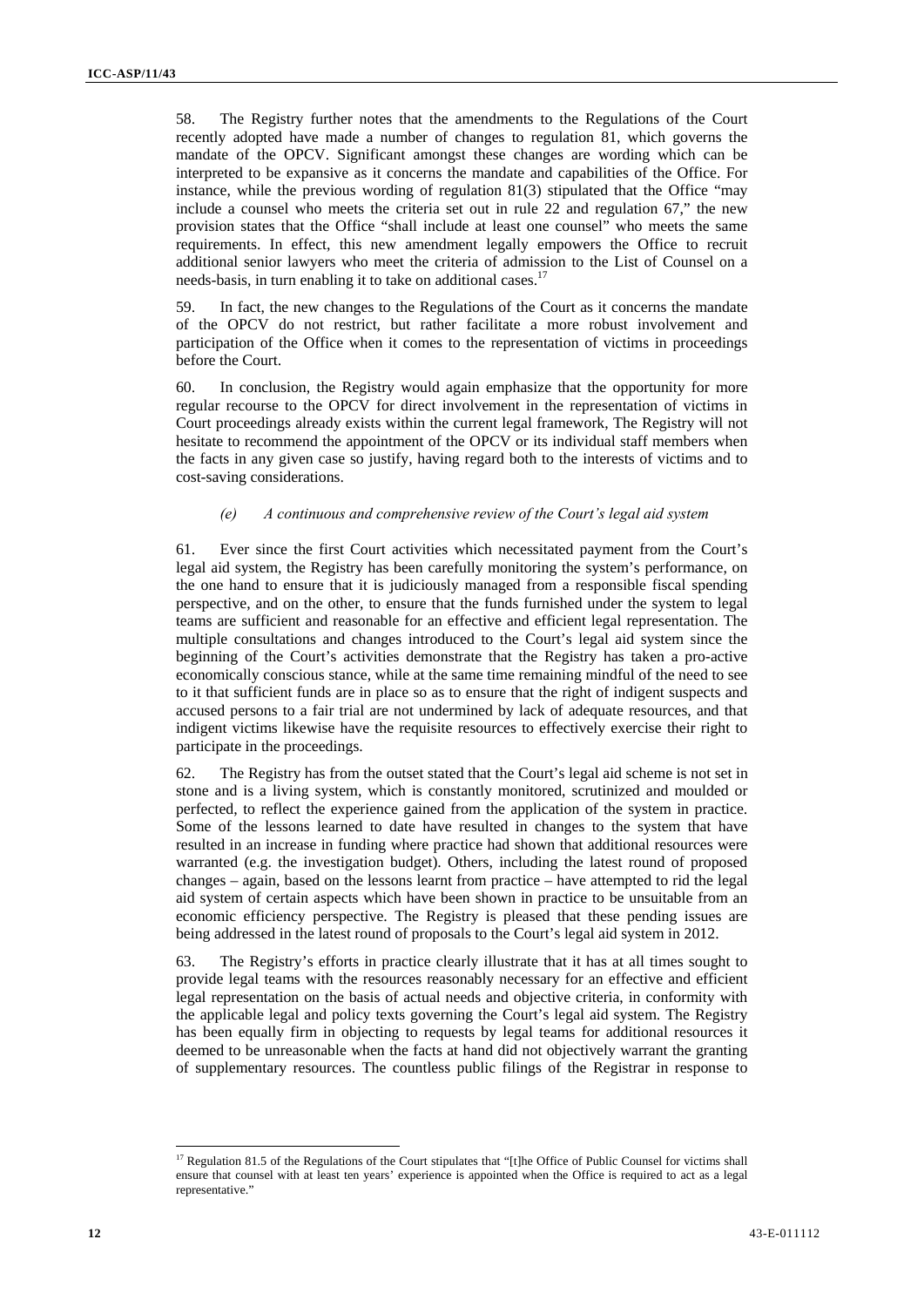58. The Registry further notes that the amendments to the Regulations of the Court recently adopted have made a number of changes to regulation 81, which governs the mandate of the OPCV. Significant amongst these changes are wording which can be interpreted to be expansive as it concerns the mandate and capabilities of the Office. For instance, while the previous wording of regulation 81(3) stipulated that the Office "may include a counsel who meets the criteria set out in rule 22 and regulation 67," the new provision states that the Office "shall include at least one counsel" who meets the same requirements. In effect, this new amendment legally empowers the Office to recruit additional senior lawyers who meet the criteria of admission to the List of Counsel on a needs-basis, in turn enabling it to take on additional cases.[17]

59. In fact, the new changes to the Regulations of the Court as it concerns the mandate of the OPCV do not restrict, but rather facilitate a more robust involvement and participation of the Office when it comes to the representation of victims in proceedings before the Court.

60. In conclusion, the Registry would again emphasize that the opportunity for more regular recourse to the OPCV for direct involvement in the representation of victims in Court proceedings already exists within the current legal framework, The Registry will not hesitate to recommend the appointment of the OPCV or its individual staff members when the facts in any given case so justify, having regard both to the interests of victims and to cost-saving considerations.

*(e) A continuous and comprehensive review of the Court's legal aid system*

61. Ever since the first Court activities which necessitated payment from the Court's legal aid system, the Registry has been carefully monitoring the system's performance, on the one hand to ensure that it is judiciously managed from a responsible fiscal spending perspective, and on the other, to ensure that the funds furnished under the system to legal teams are sufficient and reasonable for an effective and efficient legal representation. The multiple consultations and changes introduced to the Court's legal aid system since the beginning of the Court's activities demonstrate that the Registry has taken a pro-active economically conscious stance, while at the same time remaining mindful of the need to see to it that sufficient funds are in place so as to ensure that the right of indigent suspects and accused persons to a fair trial are not undermined by lack of adequate resources, and that indigent victims likewise have the requisite resources to effectively exercise their right to participate in the proceedings.

62. The Registry has from the outset stated that the Court's legal aid scheme is not set in stone and is a living system, which is constantly monitored, scrutinized and moulded or perfected, to reflect the experience gained from the application of the system in practice. Some of the lessons learned to date have resulted in changes to the system that have resulted in an increase in funding where practice had shown that additional resources were warranted (e.g. the investigation budget). Others, including the latest round of proposed changes – again, based on the lessons learnt from practice – have attempted to rid the legal aid system of certain aspects which have been shown in practice to be unsuitable from an economic efficiency perspective. The Registry is pleased that these pending issues are being addressed in the latest round of proposals to the Court's legal aid system in 2012.

63. The Registry's efforts in practice clearly illustrate that it has at all times sought to provide legal teams with the resources reasonably necessary for an effective and efficient legal representation on the basis of actual needs and objective criteria, in conformity with the applicable legal and policy texts governing the Court's legal aid system. The Registry has been equally firm in objecting to requests by legal teams for additional resources it deemed to be unreasonable when the facts at hand did not objectively warrant the granting of supplementary resources. The countless public filings of the Registrar in response to

---

[17] Regulation 81.5 of the Regulations of the Court stipulates that "[t]he Office of Public Counsel for victims shall ensure that counsel with at least ten years' experience is appointed when the Office is required to act as a legal representative."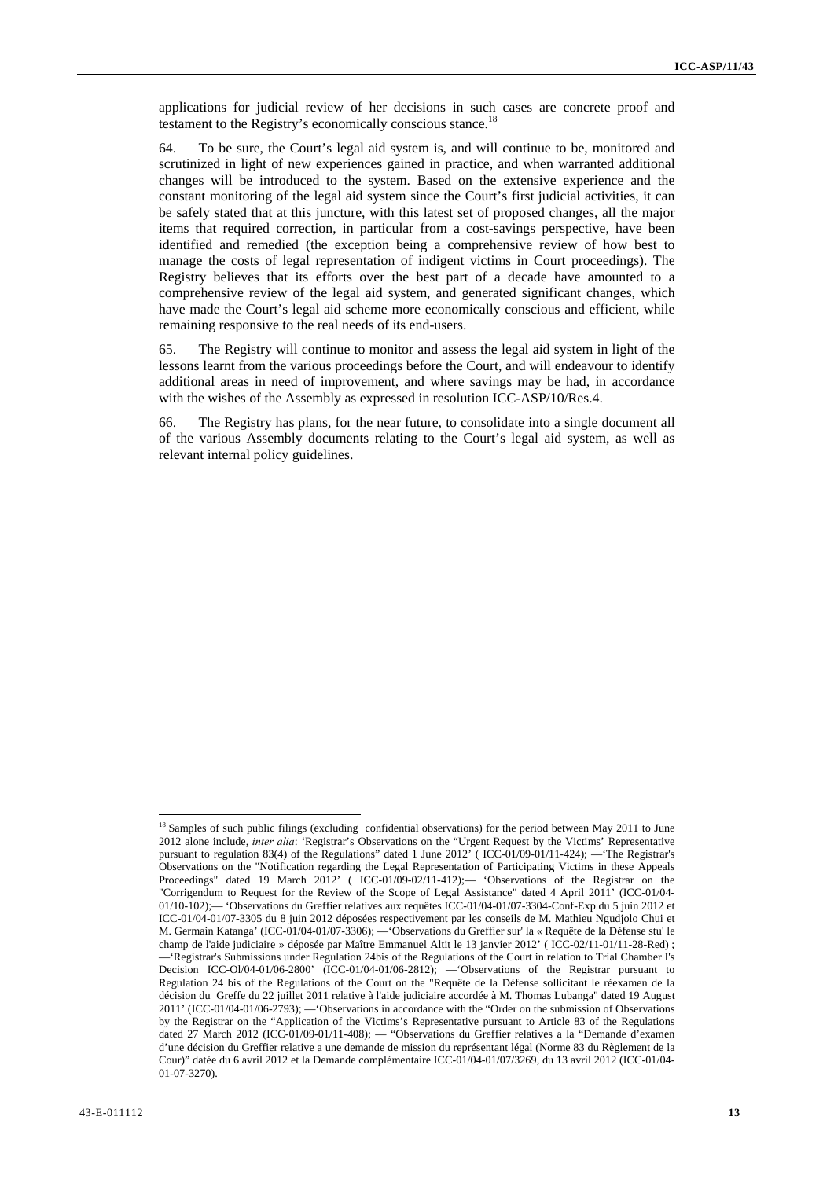applications for judicial review of her decisions in such cases are concrete proof and testament to the Registry's economically conscious stance.[18]

64. To be sure, the Court's legal aid system is, and will continue to be, monitored and scrutinized in light of new experiences gained in practice, and when warranted additional changes will be introduced to the system. Based on the extensive experience and the constant monitoring of the legal aid system since the Court's first judicial activities, it can be safely stated that at this juncture, with this latest set of proposed changes, all the major items that required correction, in particular from a cost-savings perspective, have been identified and remedied (the exception being a comprehensive review of how best to manage the costs of legal representation of indigent victims in Court proceedings). The Registry believes that its efforts over the best part of a decade have amounted to a comprehensive review of the legal aid system, and generated significant changes, which have made the Court's legal aid scheme more economically conscious and efficient, while remaining responsive to the real needs of its end-users.

65. The Registry will continue to monitor and assess the legal aid system in light of the lessons learnt from the various proceedings before the Court, and will endeavour to identify additional areas in need of improvement, and where savings may be had, in accordance with the wishes of the Assembly as expressed in resolution ICC-ASP/10/Res.4.

66. The Registry has plans, for the near future, to consolidate into a single document all of the various Assembly documents relating to the Court's legal aid system, as well as relevant internal policy guidelines.

---

[18] Samples of such public filings (excluding confidential observations) for the period between May 2011 to June 2012 alone include, *inter alia*: 'Registrar's Observations on the "Urgent Request by the Victims' Representative pursuant to regulation 83(4) of the Regulations" dated 1 June 2012' ( ICC-01/09-01/11-424); —'The Registrar's Observations on the "Notification regarding the Legal Representation of Participating Victims in these Appeals Proceedings" dated 19 March 2012' ( ICC-01/09-02/11-412);— 'Observations of the Registrar on the "Corrigendum to Request for the Review of the Scope of Legal Assistance" dated 4 April 2011' (ICC-01/04-01/10-102);— 'Observations du Greffier relatives aux requêtes ICC-01/04-01/07-3304-Conf-Exp du 5 juin 2012 et ICC-01/04-01/07-3305 du 8 juin 2012 déposées respectivement par les conseils de M. Mathieu Ngudjolo Chui et M. Germain Katanga' (ICC-01/04-01/07-3306); —'Observations du Greffier sur' la « Requête de la Défense stu' le champ de l'aide judiciaire » déposée par Maître Emmanuel Altit le 13 janvier 2012' ( ICC-02/11-01/11-28-Red) ; —'Registrar's Submissions under Regulation 24bis of the Regulations of the Court in relation to Trial Chamber I's Decision ICC-Ol/04-01/06-2800' (ICC-01/04-01/06-2812); —'Observations of the Registrar pursuant to Regulation 24 bis of the Regulations of the Court on the "Requête de la Défense sollicitant le réexamen de la décision du Greffe du 22 juillet 2011 relative à l'aide judiciaire accordée à M. Thomas Lubanga" dated 19 August 2011' (ICC-01/04-01/06-2793); —'Observations in accordance with the "Order on the submission of Observations by the Registrar on the "Application of the Victims's Representative pursuant to Article 83 of the Regulations dated 27 March 2012 (ICC-01/09-01/11-408); — "Observations du Greffier relatives a la "Demande d'examen d'une décision du Greffier relative a une demande de mission du représentant légal (Norme 83 du Règlement de la Cour)" datée du 6 avril 2012 et la Demande complémentaire ICC-01/04-01/07/3269, du 13 avril 2012 (ICC-01/04-01-07-3270).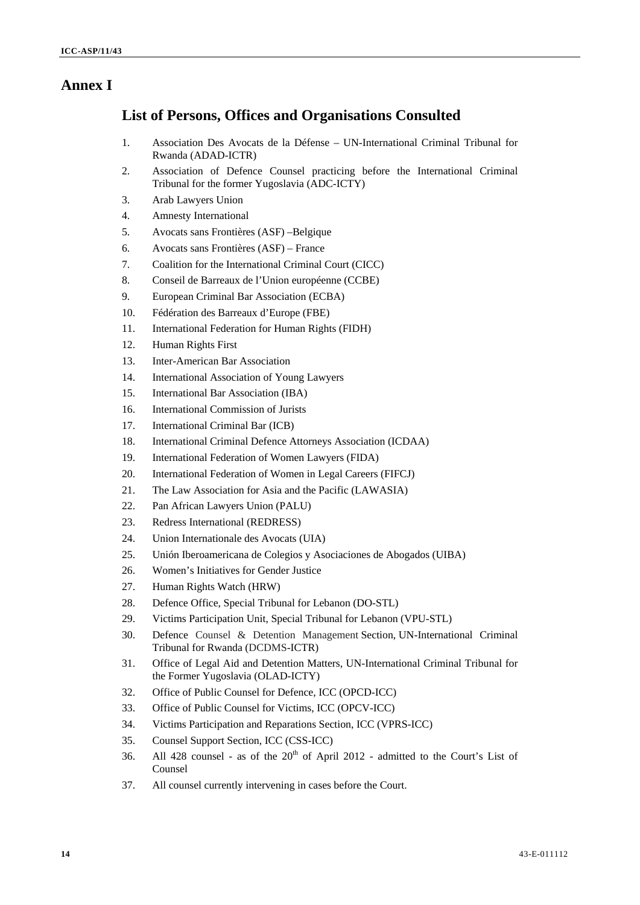# Annex I

## List of Persons, Offices and Organisations Consulted

1. Association Des Avocats de la Défense – UN-International Criminal Tribunal for Rwanda (ADAD-ICTR)
2. Association of Defence Counsel practicing before the International Criminal Tribunal for the former Yugoslavia (ADC-ICTY)
3. Arab Lawyers Union
4. Amnesty International
5. Avocats sans Frontières (ASF) –Belgique
6. Avocats sans Frontières (ASF) – France
7. Coalition for the International Criminal Court (CICC)
8. Conseil de Barreaux de l'Union européenne (CCBE)
9. European Criminal Bar Association (ECBA)
10. Fédération des Barreaux d'Europe (FBE)
11. International Federation for Human Rights (FIDH)
12. Human Rights First
13. Inter-American Bar Association
14. International Association of Young Lawyers
15. International Bar Association (IBA)
16. International Commission of Jurists
17. International Criminal Bar (ICB)
18. International Criminal Defence Attorneys Association (ICDAA)
19. International Federation of Women Lawyers (FIDA)
20. International Federation of Women in Legal Careers (FIFCJ)
21. The Law Association for Asia and the Pacific (LAWASIA)
22. Pan African Lawyers Union (PALU)
23. Redress International (REDRESS)
24. Union Internationale des Avocats (UIA)
25. Unión Iberoamericana de Colegios y Asociaciones de Abogados (UIBA)
26. Women's Initiatives for Gender Justice
27. Human Rights Watch (HRW)
28. Defence Office, Special Tribunal for Lebanon (DO-STL)
29. Victims Participation Unit, Special Tribunal for Lebanon (VPU-STL)
30. Defence Counsel & Detention Management Section, UN-International Criminal Tribunal for Rwanda (DCDMS-ICTR)
31. Office of Legal Aid and Detention Matters, UN-International Criminal Tribunal for the Former Yugoslavia (OLAD-ICTY)
32. Office of Public Counsel for Defence, ICC (OPCD-ICC)
33. Office of Public Counsel for Victims, ICC (OPCV-ICC)
34. Victims Participation and Reparations Section, ICC (VPRS-ICC)
35. Counsel Support Section, ICC (CSS-ICC)
36. All 428 counsel - as of the 20th of April 2012 - admitted to the Court's List of Counsel
37. All counsel currently intervening in cases before the Court.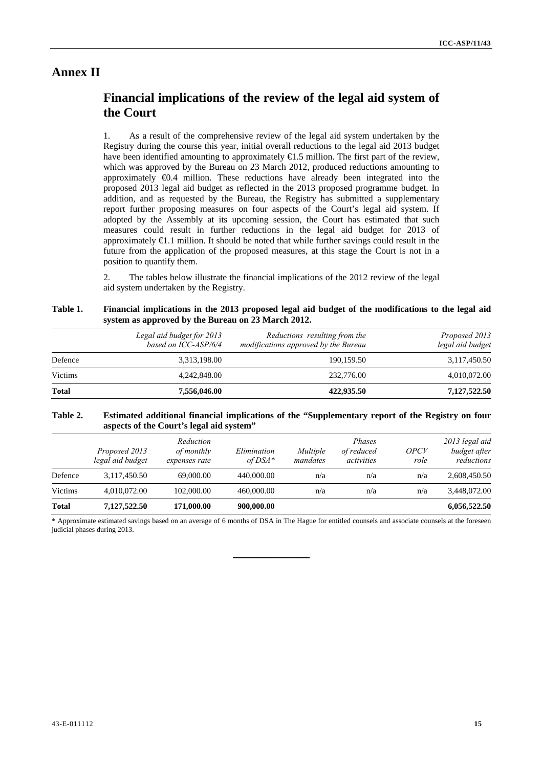# Annex II

## Financial implications of the review of the legal aid system of the Court

1. As a result of the comprehensive review of the legal aid system undertaken by the Registry during the course this year, initial overall reductions to the legal aid 2013 budget have been identified amounting to approximately €1.5 million. The first part of the review, which was approved by the Bureau on 23 March 2012, produced reductions amounting to approximately €0.4 million. These reductions have already been integrated into the proposed 2013 legal aid budget as reflected in the 2013 proposed programme budget. In addition, and as requested by the Bureau, the Registry has submitted a supplementary report further proposing measures on four aspects of the Court's legal aid system. If adopted by the Assembly at its upcoming session, the Court has estimated that such measures could result in further reductions in the legal aid budget for 2013 of approximately €1.1 million. It should be noted that while further savings could result in the future from the application of the proposed measures, at this stage the Court is not in a position to quantify them.

2. The tables below illustrate the financial implications of the 2012 review of the legal aid system undertaken by the Registry.

**Table 1. Financial implications in the 2013 proposed legal aid budget of the modifications to the legal aid system as approved by the Bureau on 23 March 2012.**

| | *Legal aid budget for 2013 based on ICC-ASP/6/4* | *Reductions resulting from the modifications approved by the Bureau* | *Proposed 2013 legal aid budget* |
|---|---|---|---|
| Defence | 3,313,198.00 | 190,159.50 | 3,117,450.50 |
| Victims | 4,242,848.00 | 232,776.00 | 4,010,072.00 |
| **Total** | **7,556,046.00** | **422,935.50** | **7,127,522.50** |

**Table 2. Estimated additional financial implications of the "Supplementary report of the Registry on four aspects of the Court's legal aid system"**

| | *Proposed 2013 legal aid budget* | *Reduction of monthly expenses rate* | *Elimination of DSA\** | *Multiple mandates* | *Phases of reduced activities* | *OPCV role* | *2013 legal aid budget after reductions* |
|---|---|---|---|---|---|---|---|
| Defence | 3,117,450.50 | 69,000.00 | 440,000.00 | n/a | n/a | n/a | 2,608,450.50 |
| Victims | 4,010,072.00 | 102,000.00 | 460,000.00 | n/a | n/a | n/a | 3,448,072.00 |
| **Total** | **7,127,522.50** | **171,000.00** | **900,000.00** | | | | **6,056,522.50** |

\* Approximate estimated savings based on an average of 6 months of DSA in The Hague for entitled counsels and associate counsels at the foreseen judicial phases during 2013.